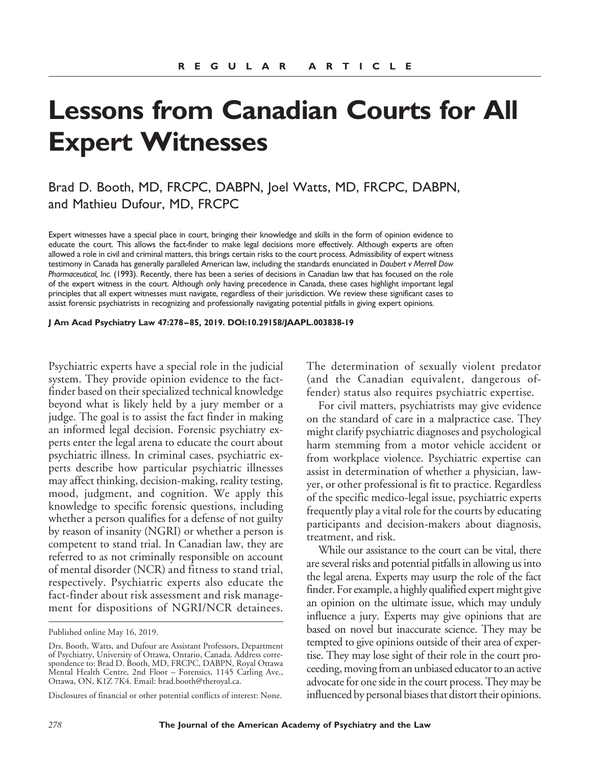REGULAR ARTICLE

# Lessons from Canadian Courts for All Expert Witnesses

Brad D. Booth, MD, FRCPC, DABPN, Joel Watts, MD, FRCPC, DABPN, and Mathieu Dufour, MD, FRCPC

Expert witnesses have a special place in court, bringing their knowledge and skills in the form of opinion evidence to educate the court. This allows the fact-finder to make legal decisions more effectively. Although experts are often allowed a role in civil and criminal matters, this brings certain risks to the court process. Admissibility of expert witness testimony in Canada has generally paralleled American law, including the standards enunciated in *Daubert v Merrell Dow Pharmaceutical, Inc.* (1993). Recently, there has been a series of decisions in Canadian law that has focused on the role of the expert witness in the court. Although only having precedence in Canada, these cases highlight important legal principles that all expert witnesses must navigate, regardless of their jurisdiction. We review these significant cases to assist forensic psychiatrists in recognizing and professionally navigating potential pitfalls in giving expert opinions.

**J Am Acad Psychiatry Law 47:278–85, 2019. DOI:10.29158/JAAPL.003838-19**

Psychiatric experts have a special role in the judicial system. They provide opinion evidence to the fact-finder based on their specialized technical knowledge beyond what is likely held by a jury member or a judge. The goal is to assist the fact finder in making an informed legal decision. Forensic psychiatry experts enter the legal arena to educate the court about psychiatric illness. In criminal cases, psychiatric experts describe how particular psychiatric illnesses may affect thinking, decision-making, reality testing, mood, judgment, and cognition. We apply this knowledge to specific forensic questions, including whether a person qualifies for a defense of not guilty by reason of insanity (NGRI) or whether a person is competent to stand trial. In Canadian law, they are referred to as not criminally responsible on account of mental disorder (NCR) and fitness to stand trial, respectively. Psychiatric experts also educate the fact-finder about risk assessment and risk management for dispositions of NGRI/NCR detainees. The determination of sexually violent predator (and the Canadian equivalent, dangerous offender) status also requires psychiatric expertise.

For civil matters, psychiatrists may give evidence on the standard of care in a malpractice case. They might clarify psychiatric diagnoses and psychological harm stemming from a motor vehicle accident or from workplace violence. Psychiatric expertise can assist in determination of whether a physician, lawyer, or other professional is fit to practice. Regardless of the specific medico-legal issue, psychiatric experts frequently play a vital role for the courts by educating participants and decision-makers about diagnosis, treatment, and risk.

While our assistance to the court can be vital, there are several risks and potential pitfalls in allowing us into the legal arena. Experts may usurp the role of the fact finder. For example, a highly qualified expert might give an opinion on the ultimate issue, which may unduly influence a jury. Experts may give opinions that are based on novel but inaccurate science. They may be tempted to give opinions outside of their area of expertise. They may lose sight of their role in the court proceeding, moving from an unbiased educator to an active advocate for one side in the court process. They may be influenced by personal biases that distort their opinions.

Published online May 16, 2019.

Drs. Booth, Watts, and Dufour are Assistant Professors, Department of Psychiatry, University of Ottawa, Ontario, Canada. Address correspondence to: Brad D. Booth, MD, FRCPC, DABPN, Royal Ottawa Mental Health Centre, 2nd Floor – Forensics, 1145 Carling Ave., Ottawa, ON, K1Z 7K4. Email: brad.booth@theroyal.ca.

Disclosures of financial or other potential conflicts of interest: None.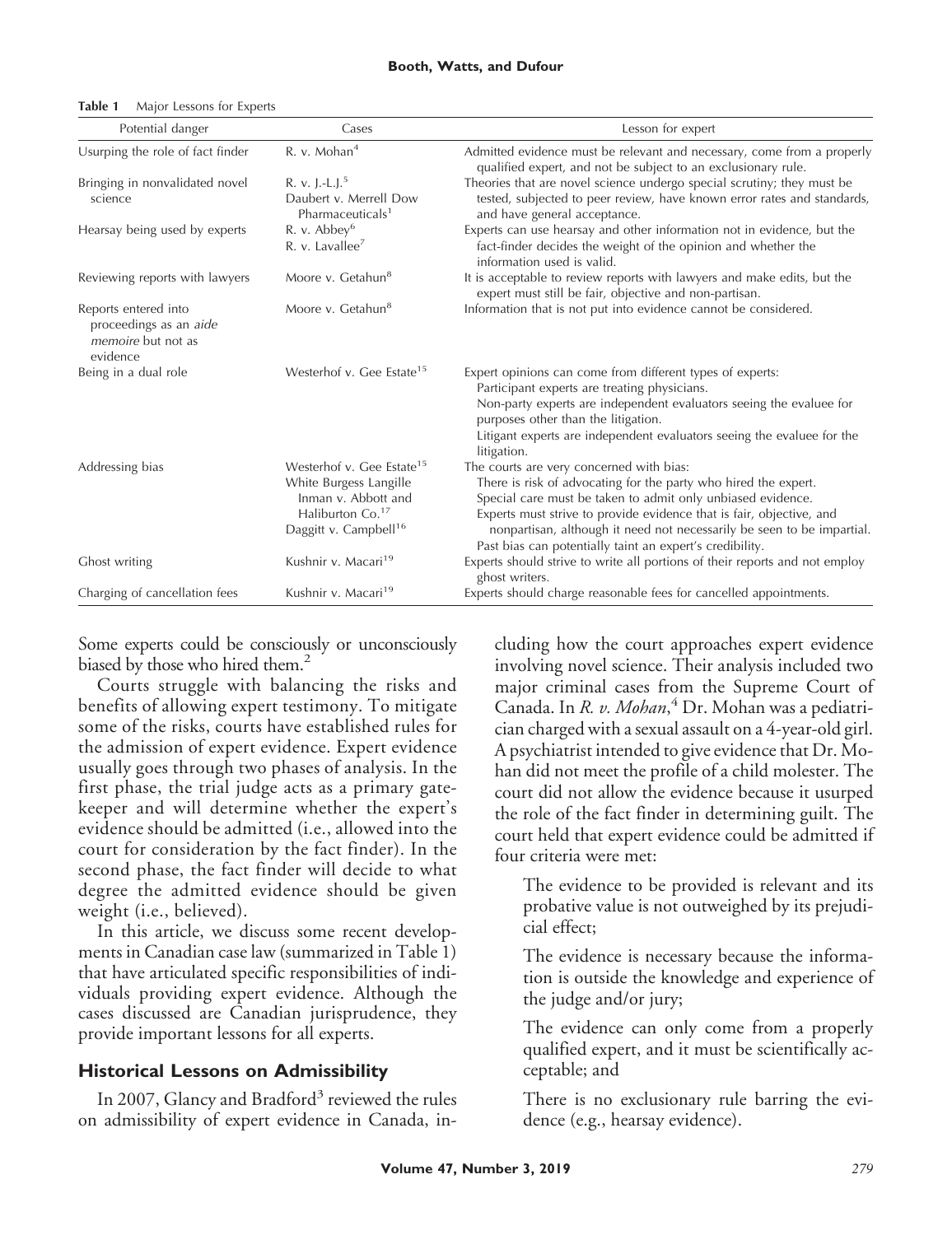**Table 1** Major Lessons for Experts

| Potential danger | Cases | Lesson for expert |
| --- | --- | --- |
| Usurping the role of fact finder | R. v. Mohan[4] | Admitted evidence must be relevant and necessary, come from a properly qualified expert, and not be subject to an exclusionary rule. |
| Bringing in nonvalidated novel science | R. v. J.-L.J.[5] Daubert v. Merrell Dow Pharmaceuticals[1] | Theories that are novel science undergo special scrutiny; they must be tested, subjected to peer review, have known error rates and standards, and have general acceptance. |
| Hearsay being used by experts | R. v. Abbey[6] R. v. Lavallee[7] | Experts can use hearsay and other information not in evidence, but the fact-finder decides the weight of the opinion and whether the information used is valid. |
| Reviewing reports with lawyers | Moore v. Getahun[8] | It is acceptable to review reports with lawyers and make edits, but the expert must still be fair, objective and non-partisan. |
| Reports entered into proceedings as an *aide memoire* but not as evidence | Moore v. Getahun[8] | Information that is not put into evidence cannot be considered. |
| Being in a dual role | Westerhof v. Gee Estate[15] | Expert opinions can come from different types of experts: Participant experts are treating physicians. Non-party experts are independent evaluators seeing the evaluee for purposes other than the litigation. Litigant experts are independent evaluators seeing the evaluee for the litigation. |
| Addressing bias | Westerhof v. Gee Estate[15] White Burgess Langille Inman v. Abbott and Haliburton Co.[17] Daggitt v. Campbell[16] | The courts are very concerned with bias: There is risk of advocating for the party who hired the expert. Special care must be taken to admit only unbiased evidence. Experts must strive to provide evidence that is fair, objective, and nonpartisan, although it need not necessarily be seen to be impartial. Past bias can potentially taint an expert's credibility. |
| Ghost writing | Kushnir v. Macari[19] | Experts should strive to write all portions of their reports and not employ ghost writers. |
| Charging of cancellation fees | Kushnir v. Macari[19] | Experts should charge reasonable fees for cancelled appointments. |

Some experts could be consciously or unconsciously biased by those who hired them.[2]

Courts struggle with balancing the risks and benefits of allowing expert testimony. To mitigate some of the risks, courts have established rules for the admission of expert evidence. Expert evidence usually goes through two phases of analysis. In the first phase, the trial judge acts as a primary gatekeeper and will determine whether the expert's evidence should be admitted (i.e., allowed into the court for consideration by the fact finder). In the second phase, the fact finder will decide to what degree the admitted evidence should be given weight (i.e., believed).

In this article, we discuss some recent developments in Canadian case law (summarized in Table 1) that have articulated specific responsibilities of individuals providing expert evidence. Although the cases discussed are Canadian jurisprudence, they provide important lessons for all experts.

## Historical Lessons on Admissibility

In 2007, Glancy and Bradford[3] reviewed the rules on admissibility of expert evidence in Canada, including how the court approaches expert evidence involving novel science. Their analysis included two major criminal cases from the Supreme Court of Canada. In *R. v. Mohan*,[4] Dr. Mohan was a pediatrician charged with a sexual assault on a 4-year-old girl. A psychiatrist intended to give evidence that Dr. Mohan did not meet the profile of a child molester. The court did not allow the evidence because it usurped the role of the fact finder in determining guilt. The court held that expert evidence could be admitted if four criteria were met:

The evidence to be provided is relevant and its probative value is not outweighed by its prejudicial effect;

The evidence is necessary because the information is outside the knowledge and experience of the judge and/or jury;

The evidence can only come from a properly qualified expert, and it must be scientifically acceptable; and

There is no exclusionary rule barring the evidence (e.g., hearsay evidence).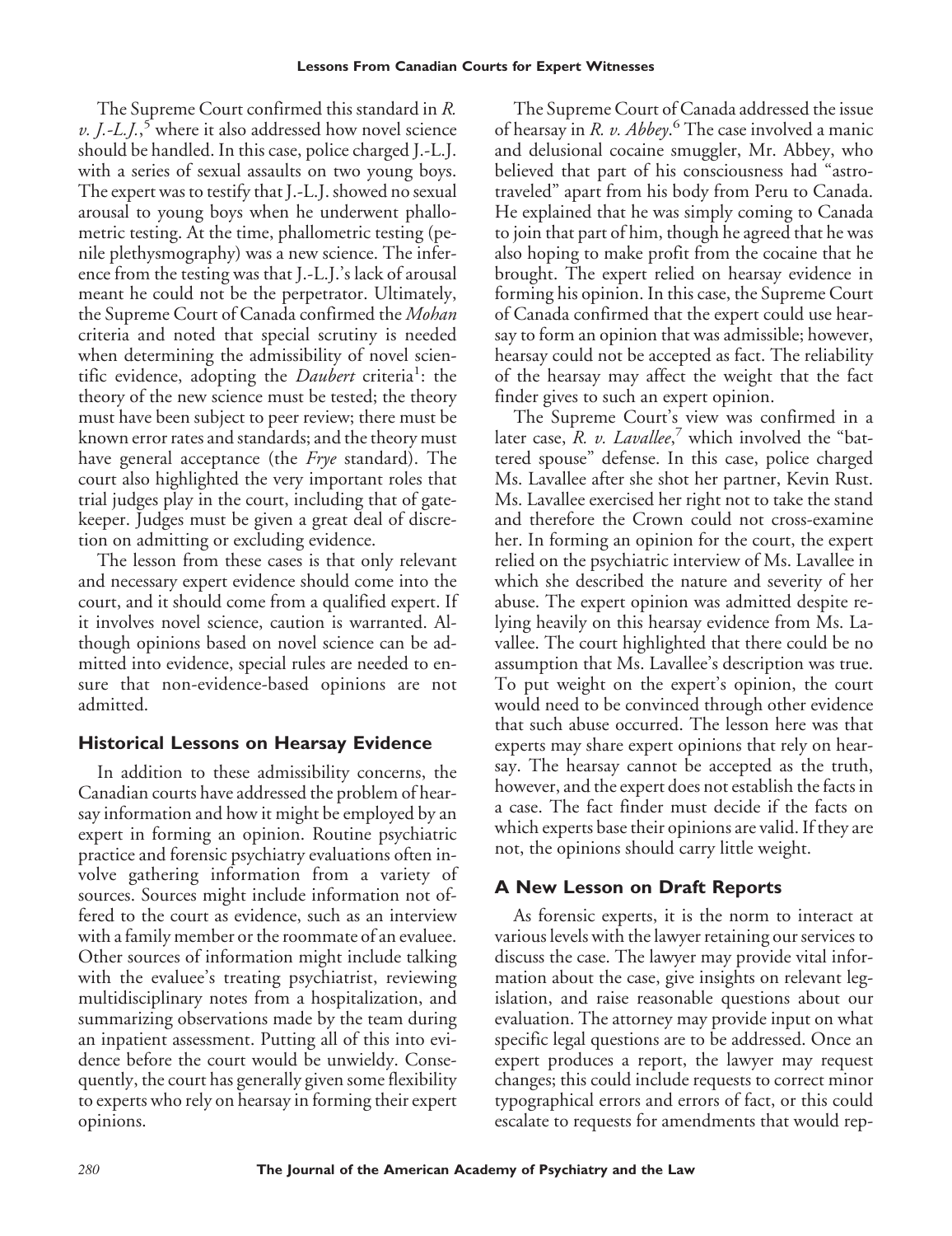The Supreme Court confirmed this standard in *R. v. J.-L.J.*,[5] where it also addressed how novel science should be handled. In this case, police charged J.-L.J. with a series of sexual assaults on two young boys. The expert was to testify that J.-L.J. showed no sexual arousal to young boys when he underwent phallometric testing. At the time, phallometric testing (penile plethysmography) was a new science. The inference from the testing was that J.-L.J.'s lack of arousal meant he could not be the perpetrator. Ultimately, the Supreme Court of Canada confirmed the *Mohan* criteria and noted that special scrutiny is needed when determining the admissibility of novel scientific evidence, adopting the *Daubert* criteria[1]: the theory of the new science must be tested; the theory must have been subject to peer review; there must be known error rates and standards; and the theory must have general acceptance (the *Frye* standard). The court also highlighted the very important roles that trial judges play in the court, including that of gatekeeper. Judges must be given a great deal of discretion on admitting or excluding evidence.

The lesson from these cases is that only relevant and necessary expert evidence should come into the court, and it should come from a qualified expert. If it involves novel science, caution is warranted. Although opinions based on novel science can be admitted into evidence, special rules are needed to ensure that non-evidence-based opinions are not admitted.

## Historical Lessons on Hearsay Evidence

In addition to these admissibility concerns, the Canadian courts have addressed the problem of hearsay information and how it might be employed by an expert in forming an opinion. Routine psychiatric practice and forensic psychiatry evaluations often involve gathering information from a variety of sources. Sources might include information not offered to the court as evidence, such as an interview with a family member or the roommate of an evaluee. Other sources of information might include talking with the evaluee's treating psychiatrist, reviewing multidisciplinary notes from a hospitalization, and summarizing observations made by the team during an inpatient assessment. Putting all of this into evidence before the court would be unwieldy. Consequently, the court has generally given some flexibility to experts who rely on hearsay in forming their expert opinions.

The Supreme Court of Canada addressed the issue of hearsay in *R. v. Abbey*.[6] The case involved a manic and delusional cocaine smuggler, Mr. Abbey, who believed that part of his consciousness had "astro-traveled" apart from his body from Peru to Canada. He explained that he was simply coming to Canada to join that part of him, though he agreed that he was also hoping to make profit from the cocaine that he brought. The expert relied on hearsay evidence in forming his opinion. In this case, the Supreme Court of Canada confirmed that the expert could use hearsay to form an opinion that was admissible; however, hearsay could not be accepted as fact. The reliability of the hearsay may affect the weight that the fact finder gives to such an expert opinion.

The Supreme Court's view was confirmed in a later case, *R. v. Lavallee*,[7] which involved the "battered spouse" defense. In this case, police charged Ms. Lavallee after she shot her partner, Kevin Rust. Ms. Lavallee exercised her right not to take the stand and therefore the Crown could not cross-examine her. In forming an opinion for the court, the expert relied on the psychiatric interview of Ms. Lavallee in which she described the nature and severity of her abuse. The expert opinion was admitted despite relying heavily on this hearsay evidence from Ms. Lavallee. The court highlighted that there could be no assumption that Ms. Lavallee's description was true. To put weight on the expert's opinion, the court would need to be convinced through other evidence that such abuse occurred. The lesson here was that experts may share expert opinions that rely on hearsay. The hearsay cannot be accepted as the truth, however, and the expert does not establish the facts in a case. The fact finder must decide if the facts on which experts base their opinions are valid. If they are not, the opinions should carry little weight.

## A New Lesson on Draft Reports

As forensic experts, it is the norm to interact at various levels with the lawyer retaining our services to discuss the case. The lawyer may provide vital information about the case, give insights on relevant legislation, and raise reasonable questions about our evaluation. The attorney may provide input on what specific legal questions are to be addressed. Once an expert produces a report, the lawyer may request changes; this could include requests to correct minor typographical errors and errors of fact, or this could escalate to requests for amendments that would rep-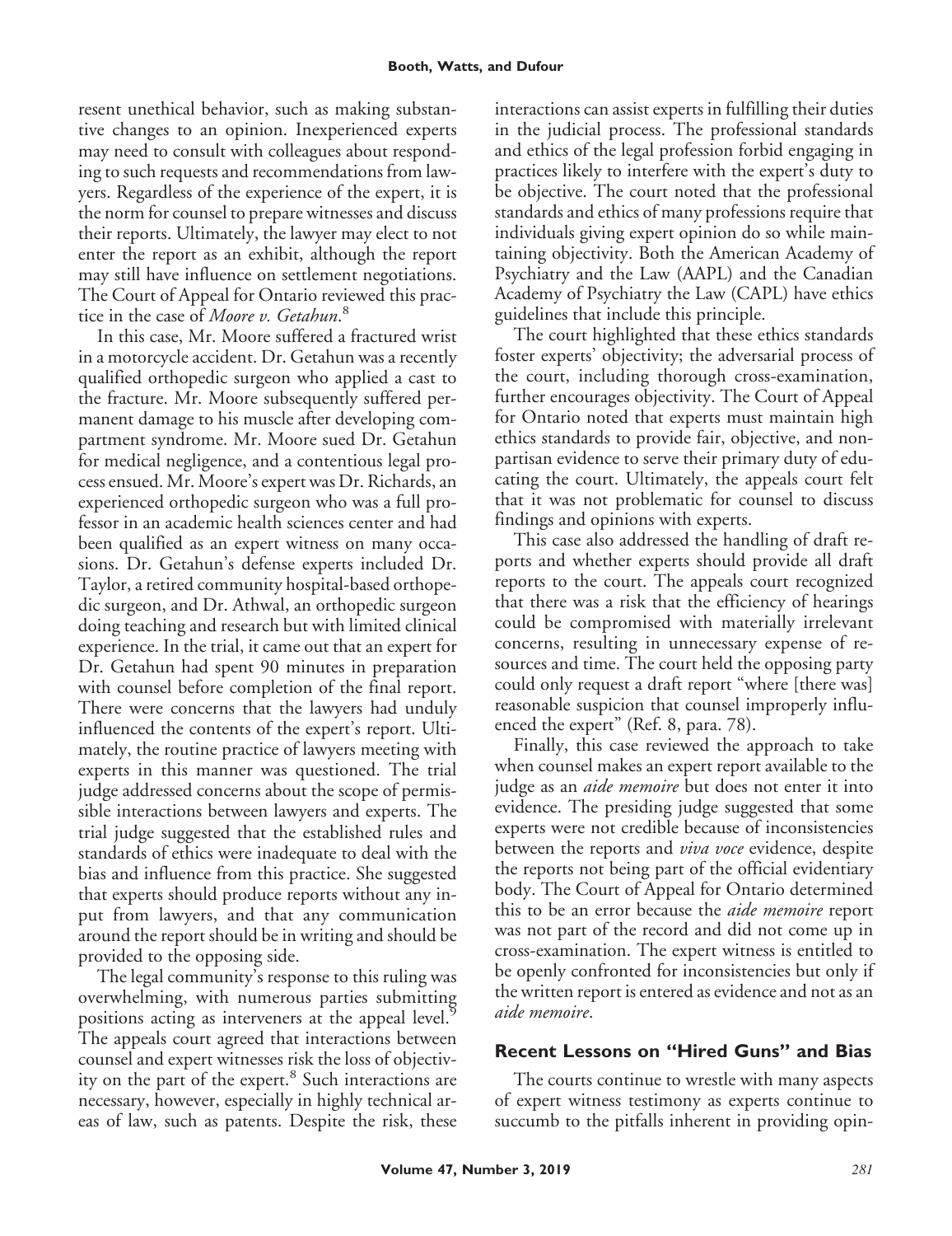resent unethical behavior, such as making substantive changes to an opinion. Inexperienced experts may need to consult with colleagues about responding to such requests and recommendations from lawyers. Regardless of the experience of the expert, it is the norm for counsel to prepare witnesses and discuss their reports. Ultimately, the lawyer may elect to not enter the report as an exhibit, although the report may still have influence on settlement negotiations. The Court of Appeal for Ontario reviewed this practice in the case of *Moore v. Getahun*.[8]

In this case, Mr. Moore suffered a fractured wrist in a motorcycle accident. Dr. Getahun was a recently qualified orthopedic surgeon who applied a cast to the fracture. Mr. Moore subsequently suffered permanent damage to his muscle after developing compartment syndrome. Mr. Moore sued Dr. Getahun for medical negligence, and a contentious legal process ensued. Mr. Moore's expert was Dr. Richards, an experienced orthopedic surgeon who was a full professor in an academic health sciences center and had been qualified as an expert witness on many occasions. Dr. Getahun's defense experts included Dr. Taylor, a retired community hospital-based orthopedic surgeon, and Dr. Athwal, an orthopedic surgeon doing teaching and research but with limited clinical experience. In the trial, it came out that an expert for Dr. Getahun had spent 90 minutes in preparation with counsel before completion of the final report. There were concerns that the lawyers had unduly influenced the contents of the expert's report. Ultimately, the routine practice of lawyers meeting with experts in this manner was questioned. The trial judge addressed concerns about the scope of permissible interactions between lawyers and experts. The trial judge suggested that the established rules and standards of ethics were inadequate to deal with the bias and influence from this practice. She suggested that experts should produce reports without any input from lawyers, and that any communication around the report should be in writing and should be provided to the opposing side.

The legal community's response to this ruling was overwhelming, with numerous parties submitting positions acting as interveners at the appeal level.[9] The appeals court agreed that interactions between counsel and expert witnesses risk the loss of objectivity on the part of the expert.[8] Such interactions are necessary, however, especially in highly technical areas of law, such as patents. Despite the risk, these interactions can assist experts in fulfilling their duties in the judicial process. The professional standards and ethics of the legal profession forbid engaging in practices likely to interfere with the expert's duty to be objective. The court noted that the professional standards and ethics of many professions require that individuals giving expert opinion do so while maintaining objectivity. Both the American Academy of Psychiatry and the Law (AAPL) and the Canadian Academy of Psychiatry the Law (CAPL) have ethics guidelines that include this principle.

The court highlighted that these ethics standards foster experts' objectivity; the adversarial process of the court, including thorough cross-examination, further encourages objectivity. The Court of Appeal for Ontario noted that experts must maintain high ethics standards to provide fair, objective, and nonpartisan evidence to serve their primary duty of educating the court. Ultimately, the appeals court felt that it was not problematic for counsel to discuss findings and opinions with experts.

This case also addressed the handling of draft reports and whether experts should provide all draft reports to the court. The appeals court recognized that there was a risk that the efficiency of hearings could be compromised with materially irrelevant concerns, resulting in unnecessary expense of resources and time. The court held the opposing party could only request a draft report "where [there was] reasonable suspicion that counsel improperly influenced the expert" (Ref. 8, para. 78).

Finally, this case reviewed the approach to take when counsel makes an expert report available to the judge as an *aide memoire* but does not enter it into evidence. The presiding judge suggested that some experts were not credible because of inconsistencies between the reports and *viva voce* evidence, despite the reports not being part of the official evidentiary body. The Court of Appeal for Ontario determined this to be an error because the *aide memoire* report was not part of the record and did not come up in cross-examination. The expert witness is entitled to be openly confronted for inconsistencies but only if the written report is entered as evidence and not as an *aide memoire*.

## Recent Lessons on "Hired Guns" and Bias

The courts continue to wrestle with many aspects of expert witness testimony as experts continue to succumb to the pitfalls inherent in providing opin-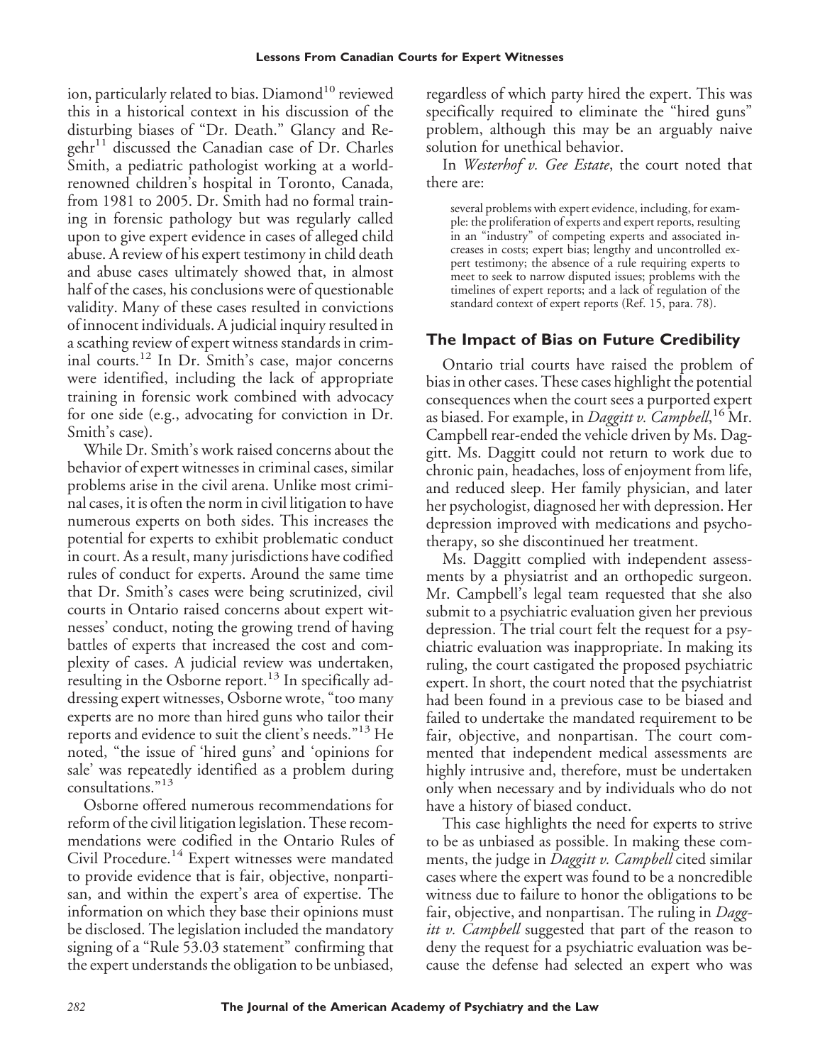ion, particularly related to bias. Diamond[10] reviewed this in a historical context in his discussion of the disturbing biases of "Dr. Death." Glancy and Regehr[11] discussed the Canadian case of Dr. Charles Smith, a pediatric pathologist working at a world-renowned children's hospital in Toronto, Canada, from 1981 to 2005. Dr. Smith had no formal training in forensic pathology but was regularly called upon to give expert evidence in cases of alleged child abuse. A review of his expert testimony in child death and abuse cases ultimately showed that, in almost half of the cases, his conclusions were of questionable validity. Many of these cases resulted in convictions of innocent individuals. A judicial inquiry resulted in a scathing review of expert witness standards in criminal courts.[12] In Dr. Smith's case, major concerns were identified, including the lack of appropriate training in forensic work combined with advocacy for one side (e.g., advocating for conviction in Dr. Smith's case).

While Dr. Smith's work raised concerns about the behavior of expert witnesses in criminal cases, similar problems arise in the civil arena. Unlike most criminal cases, it is often the norm in civil litigation to have numerous experts on both sides. This increases the potential for experts to exhibit problematic conduct in court. As a result, many jurisdictions have codified rules of conduct for experts. Around the same time that Dr. Smith's cases were being scrutinized, civil courts in Ontario raised concerns about expert witnesses' conduct, noting the growing trend of having battles of experts that increased the cost and complexity of cases. A judicial review was undertaken, resulting in the Osborne report.[13] In specifically addressing expert witnesses, Osborne wrote, "too many experts are no more than hired guns who tailor their reports and evidence to suit the client's needs."[13] He noted, "the issue of 'hired guns' and 'opinions for sale' was repeatedly identified as a problem during consultations."[13]

Osborne offered numerous recommendations for reform of the civil litigation legislation. These recommendations were codified in the Ontario Rules of Civil Procedure.[14] Expert witnesses were mandated to provide evidence that is fair, objective, nonpartisan, and within the expert's area of expertise. The information on which they base their opinions must be disclosed. The legislation included the mandatory signing of a "Rule 53.03 statement" confirming that the expert understands the obligation to be unbiased, regardless of which party hired the expert. This was specifically required to eliminate the "hired guns" problem, although this may be an arguably naive solution for unethical behavior.

In *Westerhof v. Gee Estate*, the court noted that there are:

> several problems with expert evidence, including, for example: the proliferation of experts and expert reports, resulting in an "industry" of competing experts and associated increases in costs; expert bias; lengthy and uncontrolled expert testimony; the absence of a rule requiring experts to meet to seek to narrow disputed issues; problems with the timelines of expert reports; and a lack of regulation of the standard context of expert reports (Ref. 15, para. 78).

## The Impact of Bias on Future Credibility

Ontario trial courts have raised the problem of bias in other cases. These cases highlight the potential consequences when the court sees a purported expert as biased. For example, in *Daggitt v. Campbell*,[16] Mr. Campbell rear-ended the vehicle driven by Ms. Daggitt. Ms. Daggitt could not return to work due to chronic pain, headaches, loss of enjoyment from life, and reduced sleep. Her family physician, and later her psychologist, diagnosed her with depression. Her depression improved with medications and psychotherapy, so she discontinued her treatment.

Ms. Daggitt complied with independent assessments by a physiatrist and an orthopedic surgeon. Mr. Campbell's legal team requested that she also submit to a psychiatric evaluation given her previous depression. The trial court felt the request for a psychiatric evaluation was inappropriate. In making its ruling, the court castigated the proposed psychiatric expert. In short, the court noted that the psychiatrist had been found in a previous case to be biased and failed to undertake the mandated requirement to be fair, objective, and nonpartisan. The court commented that independent medical assessments are highly intrusive and, therefore, must be undertaken only when necessary and by individuals who do not have a history of biased conduct.

This case highlights the need for experts to strive to be as unbiased as possible. In making these comments, the judge in *Daggitt v. Campbell* cited similar cases where the expert was found to be a noncredible witness due to failure to honor the obligations to be fair, objective, and nonpartisan. The ruling in *Daggitt v. Campbell* suggested that part of the reason to deny the request for a psychiatric evaluation was because the defense had selected an expert who was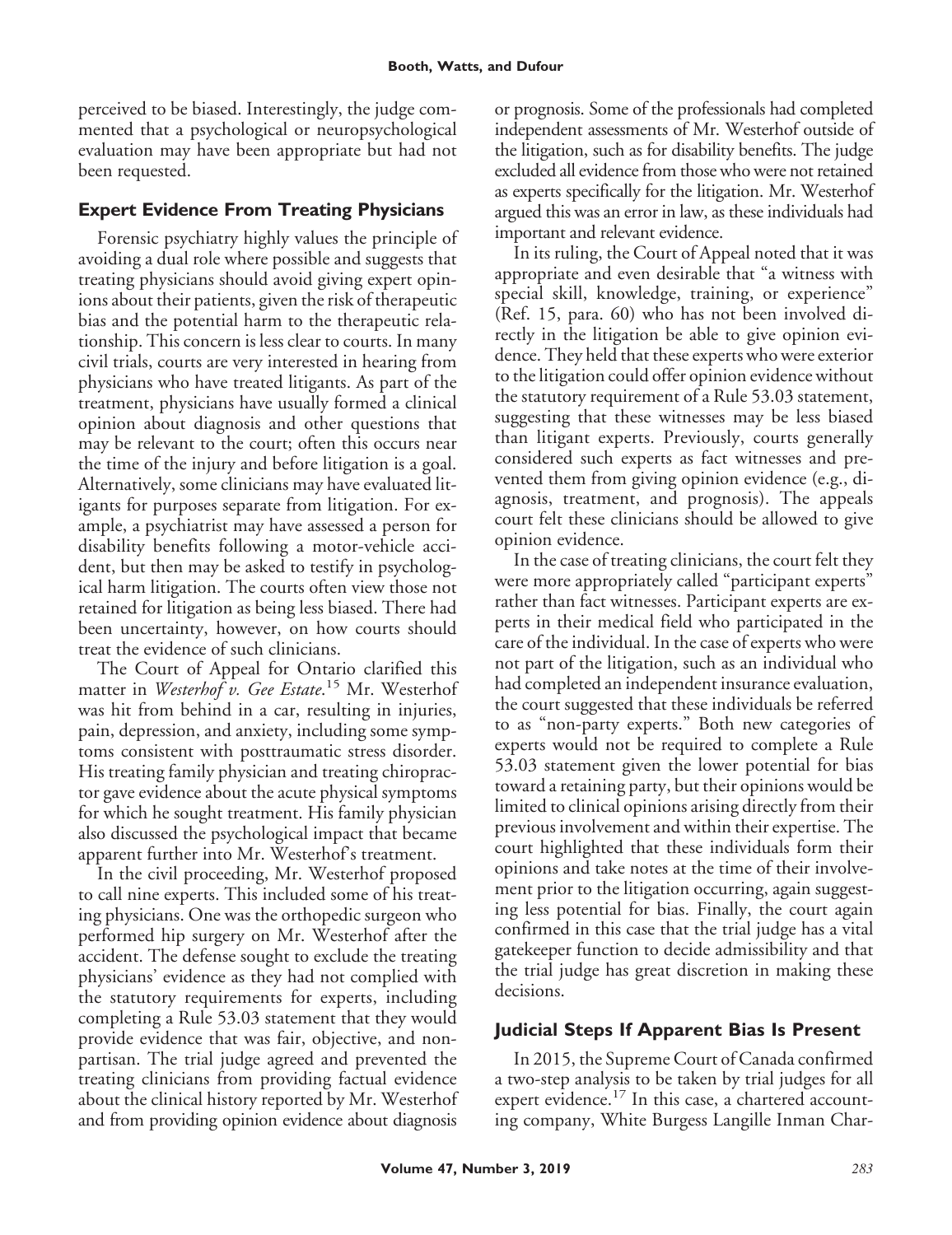perceived to be biased. Interestingly, the judge commented that a psychological or neuropsychological evaluation may have been appropriate but had not been requested.

## Expert Evidence From Treating Physicians

Forensic psychiatry highly values the principle of avoiding a dual role where possible and suggests that treating physicians should avoid giving expert opinions about their patients, given the risk of therapeutic bias and the potential harm to the therapeutic relationship. This concern is less clear to courts. In many civil trials, courts are very interested in hearing from physicians who have treated litigants. As part of the treatment, physicians have usually formed a clinical opinion about diagnosis and other questions that may be relevant to the court; often this occurs near the time of the injury and before litigation is a goal. Alternatively, some clinicians may have evaluated litigants for purposes separate from litigation. For example, a psychiatrist may have assessed a person for disability benefits following a motor-vehicle accident, but then may be asked to testify in psychological harm litigation. The courts often view those not retained for litigation as being less biased. There had been uncertainty, however, on how courts should treat the evidence of such clinicians.

The Court of Appeal for Ontario clarified this matter in *Westerhof v. Gee Estate*.[15] Mr. Westerhof was hit from behind in a car, resulting in injuries, pain, depression, and anxiety, including some symptoms consistent with posttraumatic stress disorder. His treating family physician and treating chiropractor gave evidence about the acute physical symptoms for which he sought treatment. His family physician also discussed the psychological impact that became apparent further into Mr. Westerhof's treatment.

In the civil proceeding, Mr. Westerhof proposed to call nine experts. This included some of his treating physicians. One was the orthopedic surgeon who performed hip surgery on Mr. Westerhof after the accident. The defense sought to exclude the treating physicians' evidence as they had not complied with the statutory requirements for experts, including completing a Rule 53.03 statement that they would provide evidence that was fair, objective, and nonpartisan. The trial judge agreed and prevented the treating clinicians from providing factual evidence about the clinical history reported by Mr. Westerhof and from providing opinion evidence about diagnosis or prognosis. Some of the professionals had completed independent assessments of Mr. Westerhof outside of the litigation, such as for disability benefits. The judge excluded all evidence from those who were not retained as experts specifically for the litigation. Mr. Westerhof argued this was an error in law, as these individuals had important and relevant evidence.

In its ruling, the Court of Appeal noted that it was appropriate and even desirable that "a witness with special skill, knowledge, training, or experience" (Ref. 15, para. 60) who has not been involved directly in the litigation be able to give opinion evidence. They held that these experts who were exterior to the litigation could offer opinion evidence without the statutory requirement of a Rule 53.03 statement, suggesting that these witnesses may be less biased than litigant experts. Previously, courts generally considered such experts as fact witnesses and prevented them from giving opinion evidence (e.g., diagnosis, treatment, and prognosis). The appeals court felt these clinicians should be allowed to give opinion evidence.

In the case of treating clinicians, the court felt they were more appropriately called "participant experts" rather than fact witnesses. Participant experts are experts in their medical field who participated in the care of the individual. In the case of experts who were not part of the litigation, such as an individual who had completed an independent insurance evaluation, the court suggested that these individuals be referred to as "non-party experts." Both new categories of experts would not be required to complete a Rule 53.03 statement given the lower potential for bias toward a retaining party, but their opinions would be limited to clinical opinions arising directly from their previous involvement and within their expertise. The court highlighted that these individuals form their opinions and take notes at the time of their involvement prior to the litigation occurring, again suggesting less potential for bias. Finally, the court again confirmed in this case that the trial judge has a vital gatekeeper function to decide admissibility and that the trial judge has great discretion in making these decisions.

## Judicial Steps If Apparent Bias Is Present

In 2015, the Supreme Court of Canada confirmed a two-step analysis to be taken by trial judges for all expert evidence.[17] In this case, a chartered accounting company, White Burgess Langille Inman Char-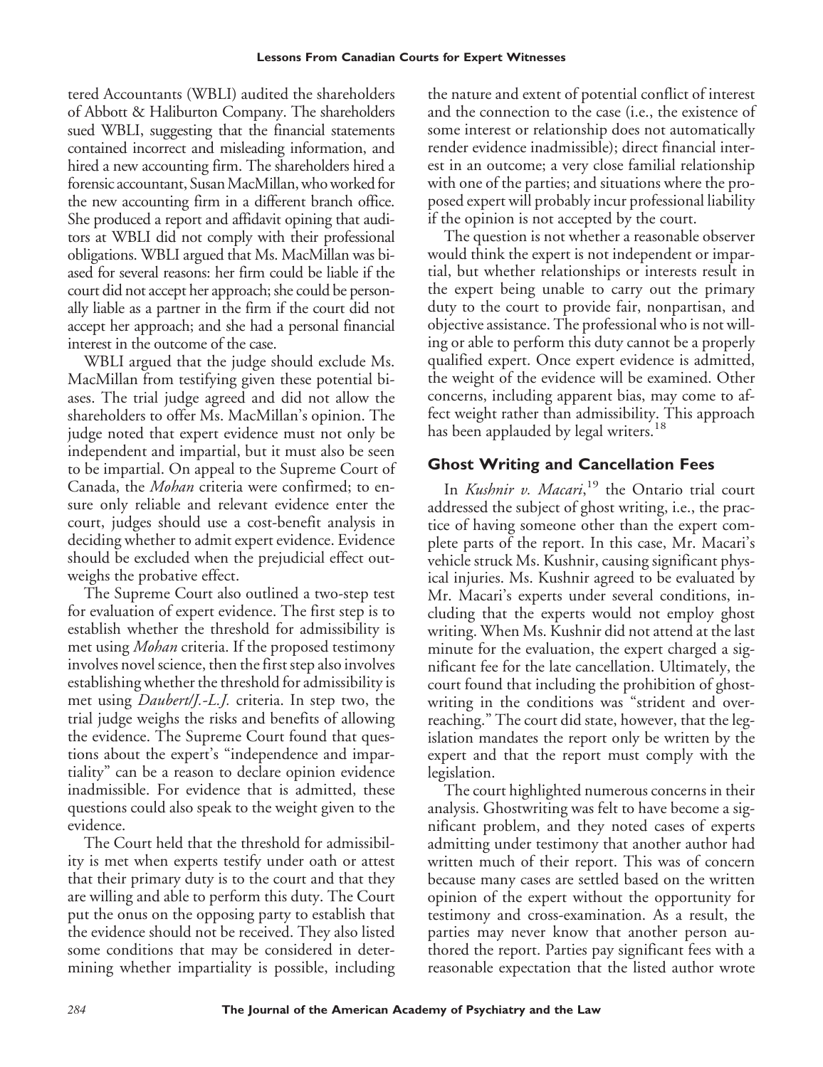tered Accountants (WBLI) audited the shareholders of Abbott & Haliburton Company. The shareholders sued WBLI, suggesting that the financial statements contained incorrect and misleading information, and hired a new accounting firm. The shareholders hired a forensic accountant, Susan MacMillan, who worked for the new accounting firm in a different branch office. She produced a report and affidavit opining that auditors at WBLI did not comply with their professional obligations. WBLI argued that Ms. MacMillan was biased for several reasons: her firm could be liable if the court did not accept her approach; she could be personally liable as a partner in the firm if the court did not accept her approach; and she had a personal financial interest in the outcome of the case.

WBLI argued that the judge should exclude Ms. MacMillan from testifying given these potential biases. The trial judge agreed and did not allow the shareholders to offer Ms. MacMillan's opinion. The judge noted that expert evidence must not only be independent and impartial, but it must also be seen to be impartial. On appeal to the Supreme Court of Canada, the *Mohan* criteria were confirmed; to ensure only reliable and relevant evidence enter the court, judges should use a cost-benefit analysis in deciding whether to admit expert evidence. Evidence should be excluded when the prejudicial effect outweighs the probative effect.

The Supreme Court also outlined a two-step test for evaluation of expert evidence. The first step is to establish whether the threshold for admissibility is met using *Mohan* criteria. If the proposed testimony involves novel science, then the first step also involves establishing whether the threshold for admissibility is met using *Daubert/J.-L.J.* criteria. In step two, the trial judge weighs the risks and benefits of allowing the evidence. The Supreme Court found that questions about the expert's "independence and impartiality" can be a reason to declare opinion evidence inadmissible. For evidence that is admitted, these questions could also speak to the weight given to the evidence.

The Court held that the threshold for admissibility is met when experts testify under oath or attest that their primary duty is to the court and that they are willing and able to perform this duty. The Court put the onus on the opposing party to establish that the evidence should not be received. They also listed some conditions that may be considered in determining whether impartiality is possible, including the nature and extent of potential conflict of interest and the connection to the case (i.e., the existence of some interest or relationship does not automatically render evidence inadmissible); direct financial interest in an outcome; a very close familial relationship with one of the parties; and situations where the proposed expert will probably incur professional liability if the opinion is not accepted by the court.

The question is not whether a reasonable observer would think the expert is not independent or impartial, but whether relationships or interests result in the expert being unable to carry out the primary duty to the court to provide fair, nonpartisan, and objective assistance. The professional who is not willing or able to perform this duty cannot be a properly qualified expert. Once expert evidence is admitted, the weight of the evidence will be examined. Other concerns, including apparent bias, may come to affect weight rather than admissibility. This approach has been applauded by legal writers.[18]

## Ghost Writing and Cancellation Fees

In *Kushnir v. Macari*,[19] the Ontario trial court addressed the subject of ghost writing, i.e., the practice of having someone other than the expert complete parts of the report. In this case, Mr. Macari's vehicle struck Ms. Kushnir, causing significant physical injuries. Ms. Kushnir agreed to be evaluated by Mr. Macari's experts under several conditions, including that the experts would not employ ghost writing. When Ms. Kushnir did not attend at the last minute for the evaluation, the expert charged a significant fee for the late cancellation. Ultimately, the court found that including the prohibition of ghostwriting in the conditions was "strident and overreaching." The court did state, however, that the legislation mandates the report only be written by the expert and that the report must comply with the legislation.

The court highlighted numerous concerns in their analysis. Ghostwriting was felt to have become a significant problem, and they noted cases of experts admitting under testimony that another author had written much of their report. This was of concern because many cases are settled based on the written opinion of the expert without the opportunity for testimony and cross-examination. As a result, the parties may never know that another person authored the report. Parties pay significant fees with a reasonable expectation that the listed author wrote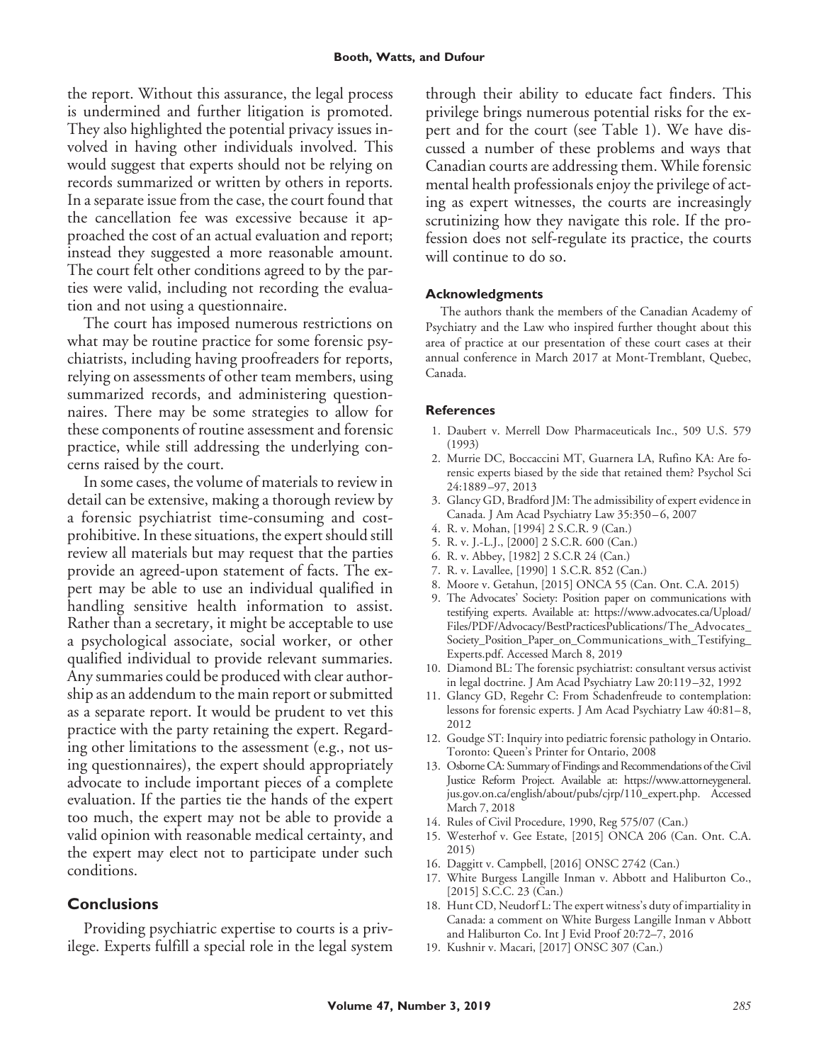the report. Without this assurance, the legal process is undermined and further litigation is promoted. They also highlighted the potential privacy issues involved in having other individuals involved. This would suggest that experts should not be relying on records summarized or written by others in reports. In a separate issue from the case, the court found that the cancellation fee was excessive because it approached the cost of an actual evaluation and report; instead they suggested a more reasonable amount. The court felt other conditions agreed to by the parties were valid, including not recording the evaluation and not using a questionnaire.

The court has imposed numerous restrictions on what may be routine practice for some forensic psychiatrists, including having proofreaders for reports, relying on assessments of other team members, using summarized records, and administering questionnaires. There may be some strategies to allow for these components of routine assessment and forensic practice, while still addressing the underlying concerns raised by the court.

In some cases, the volume of materials to review in detail can be extensive, making a thorough review by a forensic psychiatrist time-consuming and cost-prohibitive. In these situations, the expert should still review all materials but may request that the parties provide an agreed-upon statement of facts. The expert may be able to use an individual qualified in handling sensitive health information to assist. Rather than a secretary, it might be acceptable to use a psychological associate, social worker, or other qualified individual to provide relevant summaries. Any summaries could be produced with clear authorship as an addendum to the main report or submitted as a separate report. It would be prudent to vet this practice with the party retaining the expert. Regarding other limitations to the assessment (e.g., not using questionnaires), the expert should appropriately advocate to include important pieces of a complete evaluation. If the parties tie the hands of the expert too much, the expert may not be able to provide a valid opinion with reasonable medical certainty, and the expert may elect not to participate under such conditions.

## Conclusions

Providing psychiatric expertise to courts is a privilege. Experts fulfill a special role in the legal system through their ability to educate fact finders. This privilege brings numerous potential risks for the expert and for the court (see Table 1). We have discussed a number of these problems and ways that Canadian courts are addressing them. While forensic mental health professionals enjoy the privilege of acting as expert witnesses, the courts are increasingly scrutinizing how they navigate this role. If the profession does not self-regulate its practice, the courts will continue to do so.

### Acknowledgments

The authors thank the members of the Canadian Academy of Psychiatry and the Law who inspired further thought about this area of practice at our presentation of these court cases at their annual conference in March 2017 at Mont-Tremblant, Quebec, Canada.

### References

1. Daubert v. Merrell Dow Pharmaceuticals Inc., 509 U.S. 579 (1993)
2. Murrie DC, Boccaccini MT, Guarnera LA, Rufino KA: Are forensic experts biased by the side that retained them? Psychol Sci 24:1889–97, 2013
3. Glancy GD, Bradford JM: The admissibility of expert evidence in Canada. J Am Acad Psychiatry Law 35:350–6, 2007
4. R. v. Mohan, [1994] 2 S.C.R. 9 (Can.)
5. R. v. J.-L.J., [2000] 2 S.C.R. 600 (Can.)
6. R. v. Abbey, [1982] 2 S.C.R 24 (Can.)
7. R. v. Lavallee, [1990] 1 S.C.R. 852 (Can.)
8. Moore v. Getahun, [2015] ONCA 55 (Can. Ont. C.A. 2015)
9. The Advocates' Society: Position paper on communications with testifying experts. Available at: https://www.advocates.ca/Upload/Files/PDF/Advocacy/BestPracticesPublications/The_Advocates_Society_Position_Paper_on_Communications_with_Testifying_Experts.pdf. Accessed March 8, 2019
10. Diamond BL: The forensic psychiatrist: consultant versus activist in legal doctrine. J Am Acad Psychiatry Law 20:119–32, 1992
11. Glancy GD, Regehr C: From Schadenfreude to contemplation: lessons for forensic experts. J Am Acad Psychiatry Law 40:81–8, 2012
12. Goudge ST: Inquiry into pediatric forensic pathology in Ontario. Toronto: Queen's Printer for Ontario, 2008
13. Osborne CA: Summary of Findings and Recommendations of the Civil Justice Reform Project. Available at: https://www.attorneygeneral.jus.gov.on.ca/english/about/pubs/cjrp/110_expert.php. Accessed March 7, 2018
14. Rules of Civil Procedure, 1990, Reg 575/07 (Can.)
15. Westerhof v. Gee Estate, [2015] ONCA 206 (Can. Ont. C.A. 2015)
16. Daggitt v. Campbell, [2016] ONSC 2742 (Can.)
17. White Burgess Langille Inman v. Abbott and Haliburton Co., [2015] S.C.C. 23 (Can.)
18. Hunt CD, Neudorf L: The expert witness's duty of impartiality in Canada: a comment on White Burgess Langille Inman v Abbott and Haliburton Co. Int J Evid Proof 20:72–7, 2016
19. Kushnir v. Macari, [2017] ONSC 307 (Can.)